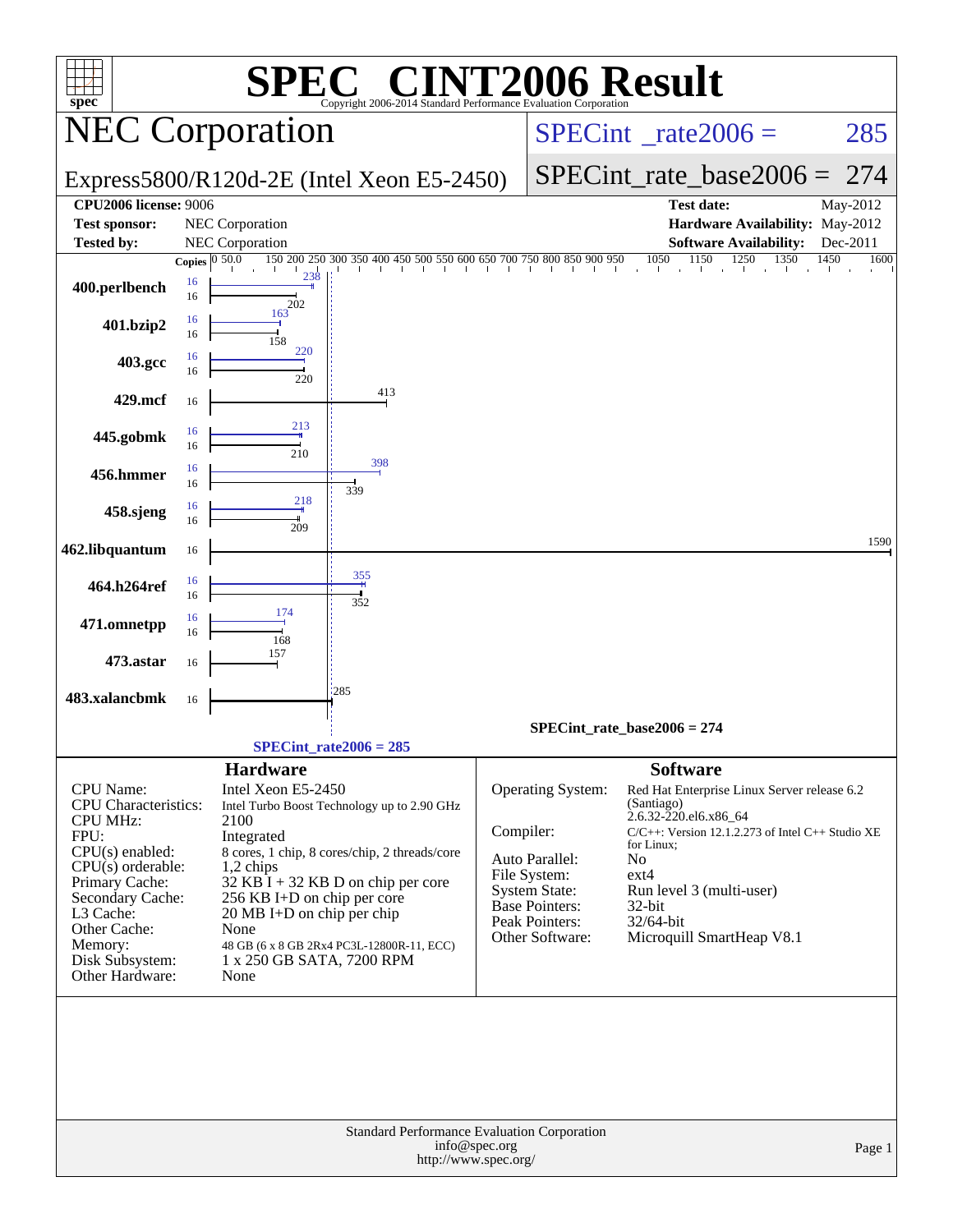# SPEC CINT2006 Result

Copyright 2006-2014 Standard Performance Evaluation Corporation

## NEC Corporation

Express5800/R120d-2E (Intel Xeon E5-2450)

SPECint_rate2006 = 285

SPECint_rate_base2006 = 274

| | | | |
|---|---|---|---|
| **CPU2006 license:** 9006 | | **Test date:** | May-2012 |
| **Test sponsor:** | NEC Corporation | **Hardware Availability:** | May-2012 |
| **Tested by:** | NEC Corporation | **Software Availability:** | Dec-2011 |

| Benchmark | Copies (peak) | Peak | Copies (base) | Base |
|---|---|---|---|---|
| 400.perlbench | 16 | 238 | 16 | 202 |
| 401.bzip2 | 16 | 163 | 16 | 158 |
| 403.gcc | 16 | 220 | 16 | 220 |
| 429.mcf | | | 16 | 413 |
| 445.gobmk | 16 | 213 | 16 | 210 |
| 456.hmmer | 16 | 398 | 16 | 339 |
| 458.sjeng | 16 | 218 | 16 | 209 |
| 462.libquantum | | | 16 | 1590 |
| 464.h264ref | 16 | 355 | 16 | 352 |
| 471.omnetpp | 16 | 174 | 16 | 168 |
| 473.astar | | | 16 | 157 |
| 483.xalancbmk | | | 16 | 285 |

SPECint_rate_base2006 = 274

SPECint_rate2006 = 285

### Hardware

| | |
|---|---|
| CPU Name: | Intel Xeon E5-2450 |
| CPU Characteristics: | Intel Turbo Boost Technology up to 2.90 GHz |
| CPU MHz: | 2100 |
| FPU: | Integrated |
| CPU(s) enabled: | 8 cores, 1 chip, 8 cores/chip, 2 threads/core |
| CPU(s) orderable: | 1,2 chips |
| Primary Cache: | 32 KB I + 32 KB D on chip per core |
| Secondary Cache: | 256 KB I+D on chip per core |
| L3 Cache: | 20 MB I+D on chip per chip |
| Other Cache: | None |
| Memory: | 48 GB (6 x 8 GB 2Rx4 PC3L-12800R-11, ECC) |
| Disk Subsystem: | 1 x 250 GB SATA, 7200 RPM |
| Other Hardware: | None |

### Software

| | |
|---|---|
| Operating System: | Red Hat Enterprise Linux Server release 6.2 (Santiago) 2.6.32-220.el6.x86_64 |
| Compiler: | C/C++: Version 12.1.2.273 of Intel C++ Studio XE for Linux; |
| Auto Parallel: | No |
| File System: | ext4 |
| System State: | Run level 3 (multi-user) |
| Base Pointers: | 32-bit |
| Peak Pointers: | 32/64-bit |
| Other Software: | Microquill SmartHeap V8.1 |

Standard Performance Evaluation Corporation
info@spec.org
http://www.spec.org/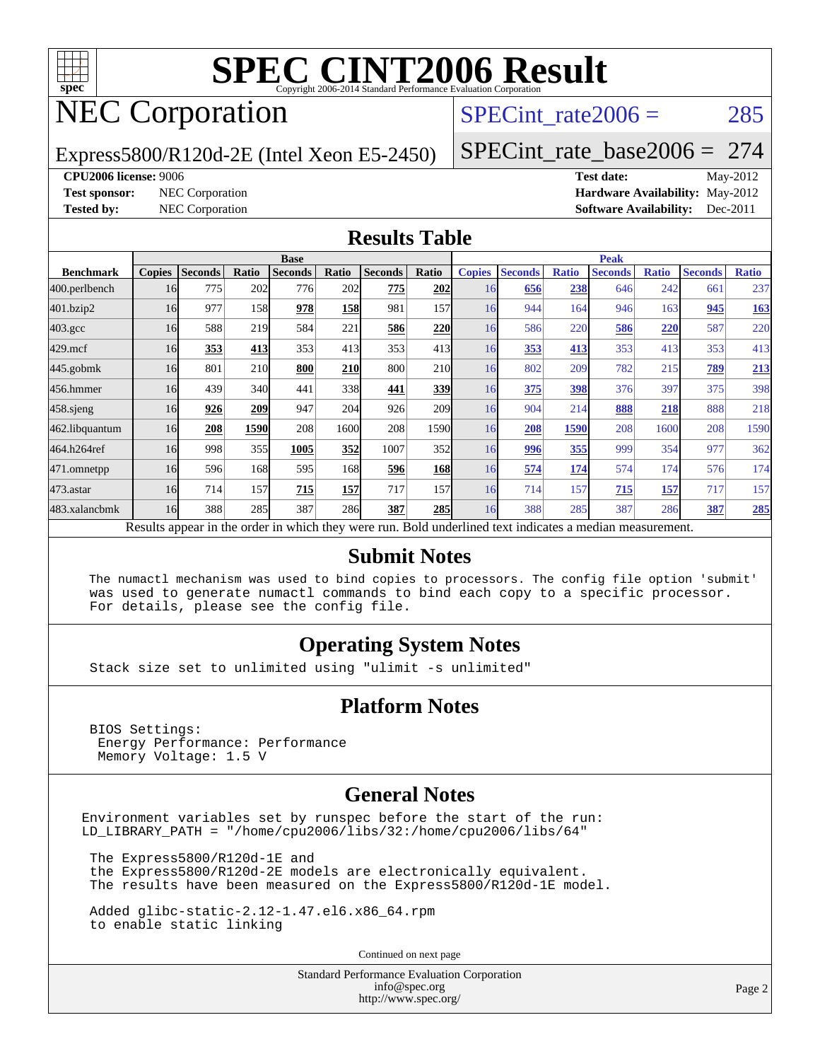# SPEC CINT2006 Result

Copyright 2006-2014 Standard Performance Evaluation Corporation

## NEC Corporation

Express5800/R120d-2E (Intel Xeon E5-2450)

SPECint_rate2006 = 285

SPECint_rate_base2006 = 274

**CPU2006 license:** 9006
**Test sponsor:** NEC Corporation
**Tested by:** NEC Corporation

**Test date:** May-2012
**Hardware Availability:** May-2012
**Software Availability:** Dec-2011

## Results Table

| Benchmark | Base | | | | | | | Peak | | | | | | |
|---|---|---|---|---|---|---|---|---|---|---|---|---|---|---|
| | Copies | Seconds | Ratio | Seconds | Ratio | Seconds | Ratio | Copies | Seconds | Ratio | Seconds | Ratio | Seconds | Ratio |
| 400.perlbench | 16 | 775 | 202 | 776 | 202 | **775** | **202** | 16 | **656** | **238** | 646 | 242 | 661 | 237 |
| 401.bzip2 | 16 | 977 | 158 | **978** | **158** | 981 | 157 | 16 | 944 | 164 | 946 | 163 | **945** | **163** |
| 403.gcc | 16 | 588 | 219 | 584 | 221 | **586** | **220** | 16 | 586 | 220 | **586** | **220** | 587 | 220 |
| 429.mcf | 16 | **353** | **413** | 353 | 413 | 353 | 413 | 16 | **353** | **413** | 353 | 413 | 353 | 413 |
| 445.gobmk | 16 | 801 | 210 | **800** | **210** | 800 | 210 | 16 | 802 | 209 | 782 | 215 | **789** | **213** |
| 456.hmmer | 16 | 439 | 340 | 441 | 338 | **441** | **339** | 16 | **375** | **398** | 376 | 397 | 375 | 398 |
| 458.sjeng | 16 | **926** | **209** | 947 | 204 | 926 | 209 | 16 | 904 | 214 | **888** | **218** | 888 | 218 |
| 462.libquantum | 16 | **208** | **1590** | 208 | 1600 | 208 | 1590 | 16 | **208** | **1590** | 208 | 1600 | 208 | 1590 |
| 464.h264ref | 16 | 998 | 355 | **1005** | **352** | 1007 | 352 | 16 | **996** | **355** | 999 | 354 | 977 | 362 |
| 471.omnetpp | 16 | 596 | 168 | 595 | 168 | **596** | **168** | 16 | **574** | **174** | 574 | 174 | 576 | 174 |
| 473.astar | 16 | 714 | 157 | **715** | **157** | 717 | 157 | 16 | 714 | 157 | **715** | **157** | 717 | 157 |
| 483.xalancbmk | 16 | 388 | 285 | 387 | 286 | **387** | **285** | 16 | 388 | 285 | 387 | 286 | **387** | **285** |

Results appear in the order in which they were run. Bold underlined text indicates a median measurement.

## Submit Notes

```
The numactl mechanism was used to bind copies to processors. The config file option 'submit'
was used to generate numactl commands to bind each copy to a specific processor.
For details, please see the config file.
```

## Operating System Notes

```
Stack size set to unlimited using "ulimit -s unlimited"
```

## Platform Notes

```
BIOS Settings:
 Energy Performance: Performance
 Memory Voltage: 1.5 V
```

## General Notes

```
Environment variables set by runspec before the start of the run:
LD_LIBRARY_PATH = "/home/cpu2006/libs/32:/home/cpu2006/libs/64"

 The Express5800/R120d-1E and
 the Express5800/R120d-2E models are electronically equivalent.
 The results have been measured on the Express5800/R120d-1E model.

 Added glibc-static-2.12-1.47.el6.x86_64.rpm
 to enable static linking
```

Continued on next page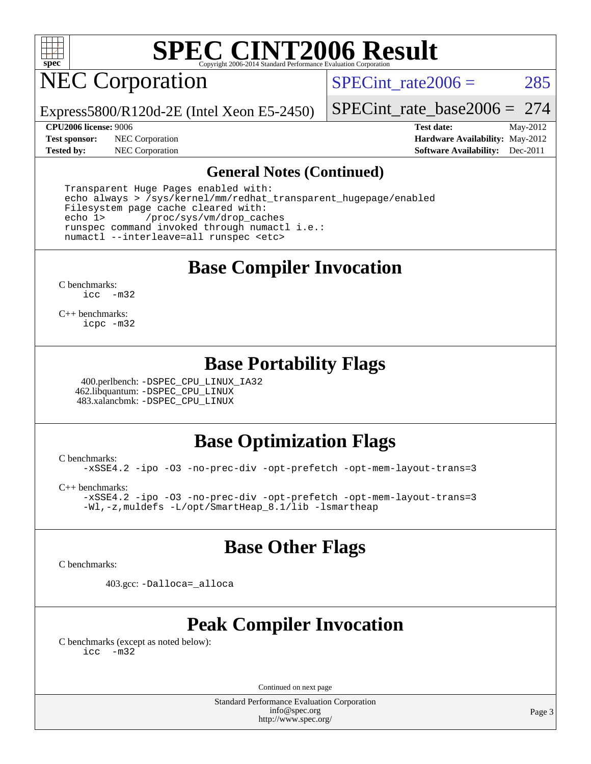# SPEC CINT2006 Result

Copyright 2006-2014 Standard Performance Evaluation Corporation

## NEC Corporation

Express5800/R120d-2E (Intel Xeon E5-2450)

SPECint_rate2006 = 285

SPECint_rate_base2006 = 274

**CPU2006 license:** 9006
**Test sponsor:** NEC Corporation
**Tested by:** NEC Corporation

**Test date:** May-2012
**Hardware Availability:** May-2012
**Software Availability:** Dec-2011

### General Notes (Continued)

```
Transparent Huge Pages enabled with:
echo always > /sys/kernel/mm/redhat_transparent_hugepage/enabled
Filesystem page cache cleared with:
echo 1>       /proc/sys/vm/drop_caches
runspec command invoked through numactl i.e.:
numactl --interleave=all runspec <etc>
```

### Base Compiler Invocation

C benchmarks:
icc -m32

C++ benchmarks:
icpc -m32

### Base Portability Flags

400.perlbench: -DSPEC_CPU_LINUX_IA32
462.libquantum: -DSPEC_CPU_LINUX
483.xalancbmk: -DSPEC_CPU_LINUX

### Base Optimization Flags

C benchmarks:
-xSSE4.2 -ipo -O3 -no-prec-div -opt-prefetch -opt-mem-layout-trans=3

C++ benchmarks:
-xSSE4.2 -ipo -O3 -no-prec-div -opt-prefetch -opt-mem-layout-trans=3
-Wl,-z,muldefs -L/opt/SmartHeap_8.1/lib -lsmartheap

### Base Other Flags

C benchmarks:

403.gcc: -Dalloca=_alloca

### Peak Compiler Invocation

C benchmarks (except as noted below):
icc -m32

Continued on next page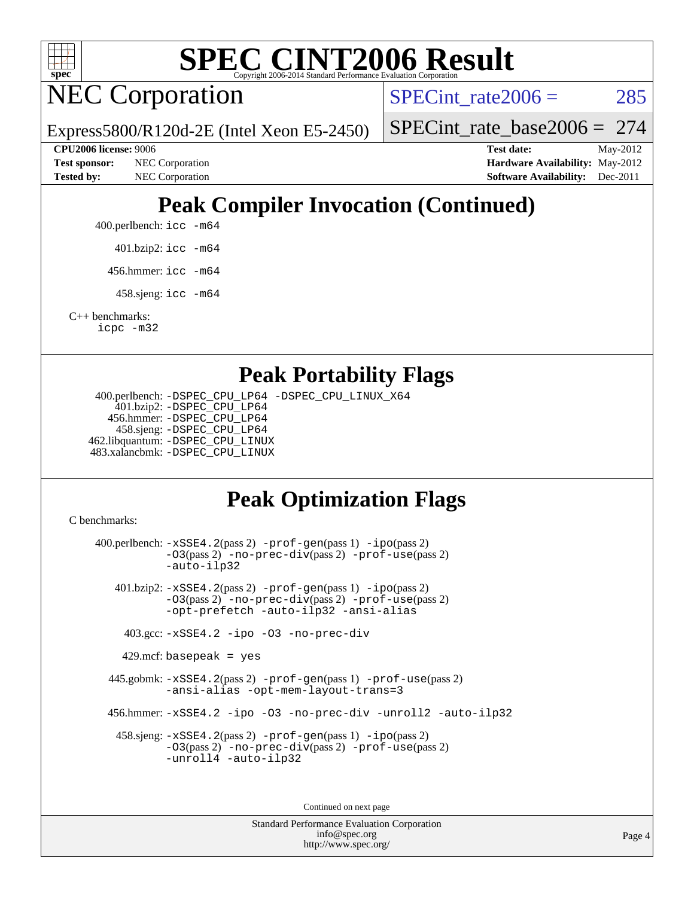# SPEC CINT2006 Result

Copyright 2006-2014 Standard Performance Evaluation Corporation

## NEC Corporation

Express5800/R120d-2E (Intel Xeon E5-2450)

SPECint_rate2006 = 285

SPECint_rate_base2006 = 274

**CPU2006 license:** 9006
**Test sponsor:** NEC Corporation
**Tested by:** NEC Corporation

**Test date:** May-2012
**Hardware Availability:** May-2012
**Software Availability:** Dec-2011

## Peak Compiler Invocation (Continued)

400.perlbench: icc -m64

401.bzip2: icc -m64

456.hmmer: icc -m64

458.sjeng: icc -m64

C++ benchmarks:
icpc -m32

## Peak Portability Flags

400.perlbench: -DSPEC_CPU_LP64 -DSPEC_CPU_LINUX_X64
401.bzip2: -DSPEC_CPU_LP64
456.hmmer: -DSPEC_CPU_LP64
458.sjeng: -DSPEC_CPU_LP64
462.libquantum: -DSPEC_CPU_LINUX
483.xalancbmk: -DSPEC_CPU_LINUX

## Peak Optimization Flags

C benchmarks:

400.perlbench: -xSSE4.2(pass 2) -prof-gen(pass 1) -ipo(pass 2) -O3(pass 2) -no-prec-div(pass 2) -prof-use(pass 2) -auto-ilp32

401.bzip2: -xSSE4.2(pass 2) -prof-gen(pass 1) -ipo(pass 2) -O3(pass 2) -no-prec-div(pass 2) -prof-use(pass 2) -opt-prefetch -auto-ilp32 -ansi-alias

403.gcc: -xSSE4.2 -ipo -O3 -no-prec-div

429.mcf: basepeak = yes

445.gobmk: -xSSE4.2(pass 2) -prof-gen(pass 1) -prof-use(pass 2) -ansi-alias -opt-mem-layout-trans=3

456.hmmer: -xSSE4.2 -ipo -O3 -no-prec-div -unroll2 -auto-ilp32

458.sjeng: -xSSE4.2(pass 2) -prof-gen(pass 1) -ipo(pass 2) -O3(pass 2) -no-prec-div(pass 2) -prof-use(pass 2) -unroll4 -auto-ilp32

Continued on next page

Standard Performance Evaluation Corporation
info@spec.org
http://www.spec.org/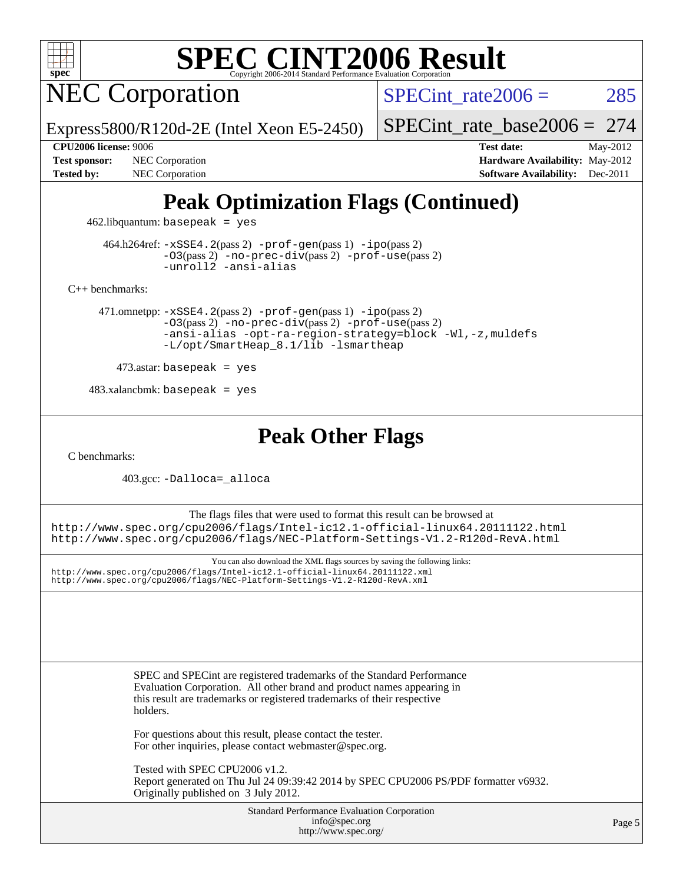# Peak Optimization Flags (Continued)

462.libquantum: basepeak = yes

464.h264ref: -xSSE4.2(pass 2) -prof-gen(pass 1) -ipo(pass 2) -O3(pass 2) -no-prec-div(pass 2) -prof-use(pass 2) -unroll2 -ansi-alias

C++ benchmarks:

471.omnetpp: -xSSE4.2(pass 2) -prof-gen(pass 1) -ipo(pass 2) -O3(pass 2) -no-prec-div(pass 2) -prof-use(pass 2) -ansi-alias -opt-ra-region-strategy=block -Wl,-z,muldefs -L/opt/SmartHeap_8.1/lib -lsmartheap

473.astar: basepeak = yes

483.xalancbmk: basepeak = yes

# Peak Other Flags

C benchmarks:

403.gcc: -Dalloca=_alloca

The flags files that were used to format this result can be browsed at
http://www.spec.org/cpu2006/flags/Intel-ic12.1-official-linux64.20111122.html
http://www.spec.org/cpu2006/flags/NEC-Platform-Settings-V1.2-R120d-RevA.html

You can also download the XML flags sources by saving the following links:
http://www.spec.org/cpu2006/flags/Intel-ic12.1-official-linux64.20111122.xml
http://www.spec.org/cpu2006/flags/NEC-Platform-Settings-V1.2-R120d-RevA.xml

SPEC and SPECint are registered trademarks of the Standard Performance Evaluation Corporation. All other brand and product names appearing in this result are trademarks or registered trademarks of their respective holders.

For questions about this result, please contact the tester.
For other inquiries, please contact webmaster@spec.org.

Tested with SPEC CPU2006 v1.2.
Report generated on Thu Jul 24 09:39:42 2014 by SPEC CPU2006 PS/PDF formatter v6932.
Originally published on 3 July 2012.